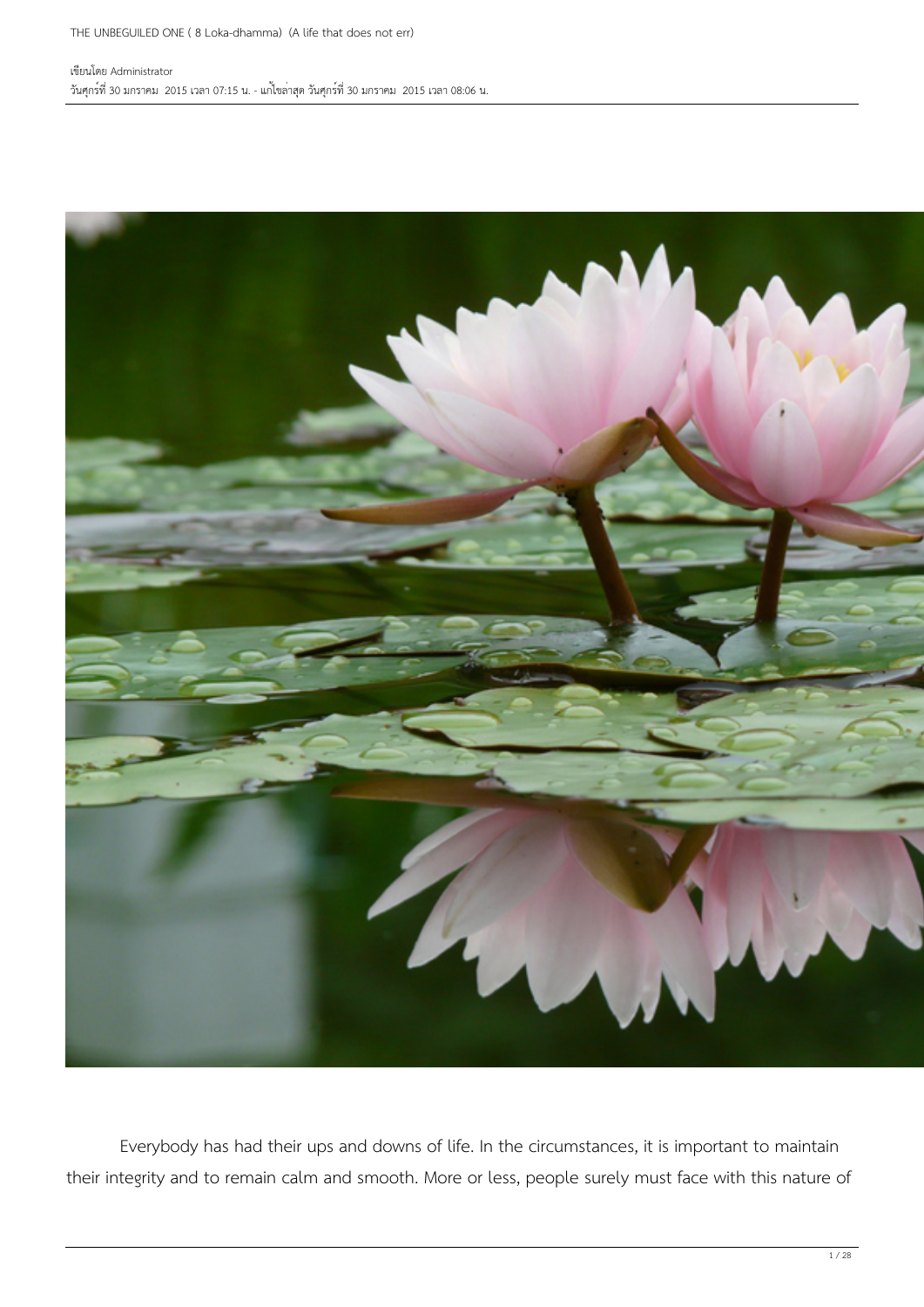# THE UNBEGUILED ONE ( 8 Loka-dhamma) (A life that does not err)

เขียนโดย Administrator
วันศุกร์ที่ 30 มกราคม 2015 เวลา 07:15 น. - แก้ไขล่าสุด วันศุกร์ที่ 30 มกราคม 2015 เวลา 08:06 น.

Everybody has had their ups and downs of life. In the circumstances, it is important to maintain their integrity and to remain calm and smooth. More or less, people surely must face with this nature of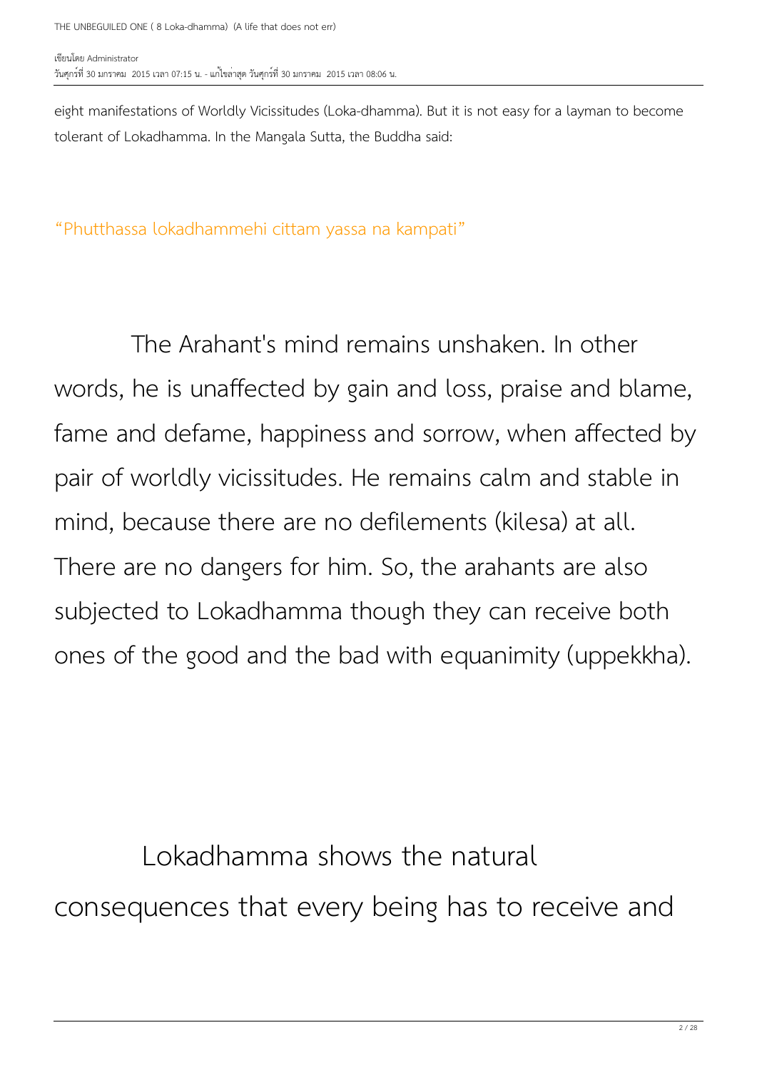eight manifestations of Worldly Vicissitudes (Loka-dhamma). But it is not easy for a layman to become tolerant of Lokadhamma. In the Mangala Sutta, the Buddha said:

“Phutthassa lokadhammehi cittam yassa na kampati”

The Arahant's mind remains unshaken. In other words, he is unaffected by gain and loss, praise and blame, fame and defame, happiness and sorrow, when affected by pair of worldly vicissitudes. He remains calm and stable in mind, because there are no defilements (kilesa) at all. There are no dangers for him. So, the arahants are also subjected to Lokadhamma though they can receive both ones of the good and the bad with equanimity (uppekkha).

Lokadhamma shows the natural consequences that every being has to receive and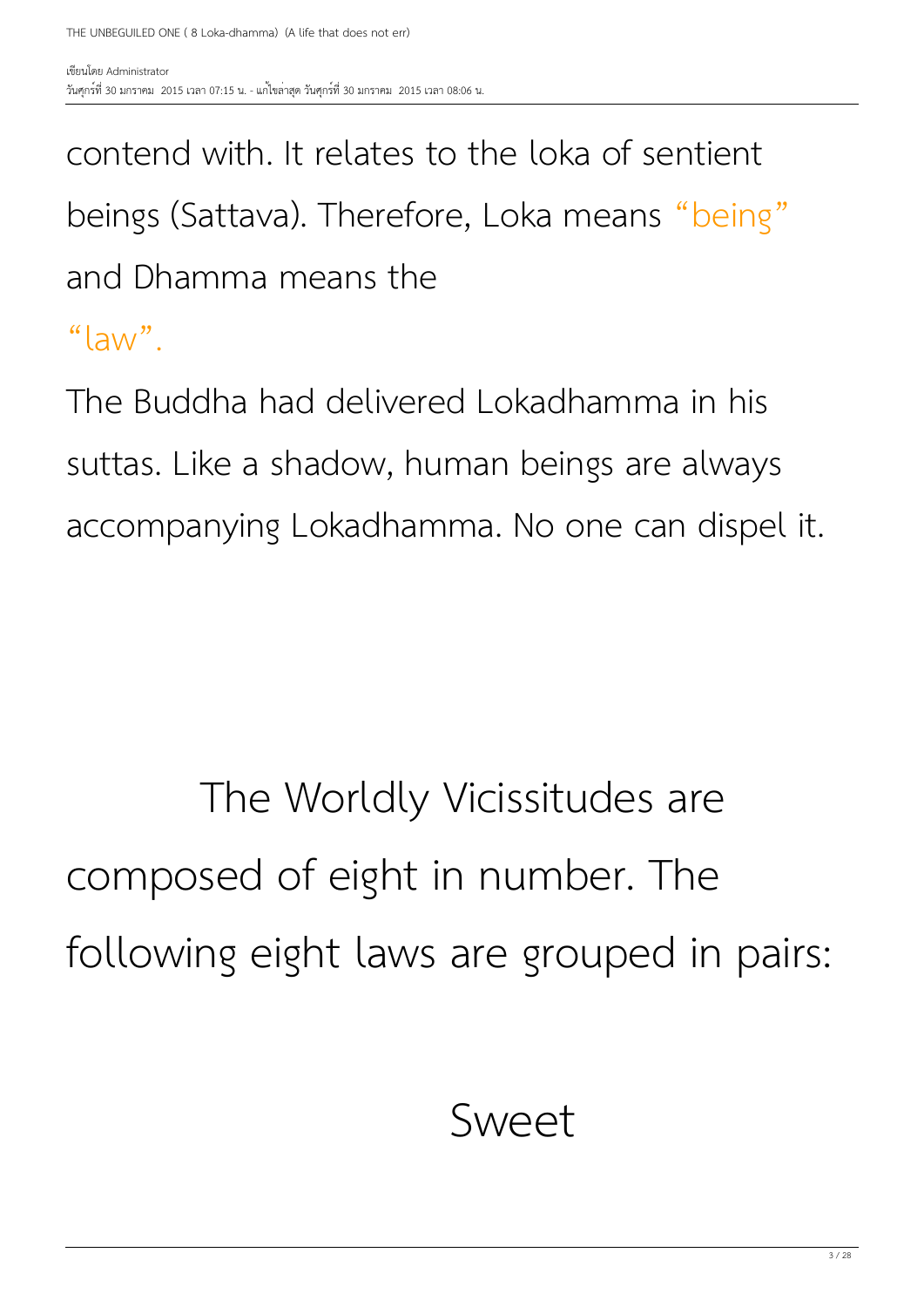contend with. It relates to the loka of sentient beings (Sattava). Therefore, Loka means “being” and Dhamma means the “law”.

The Buddha had delivered Lokadhamma in his suttas. Like a shadow, human beings are always accompanying Lokadhamma. No one can dispel it.

The Worldly Vicissitudes are composed of eight in number. The following eight laws are grouped in pairs:

Sweet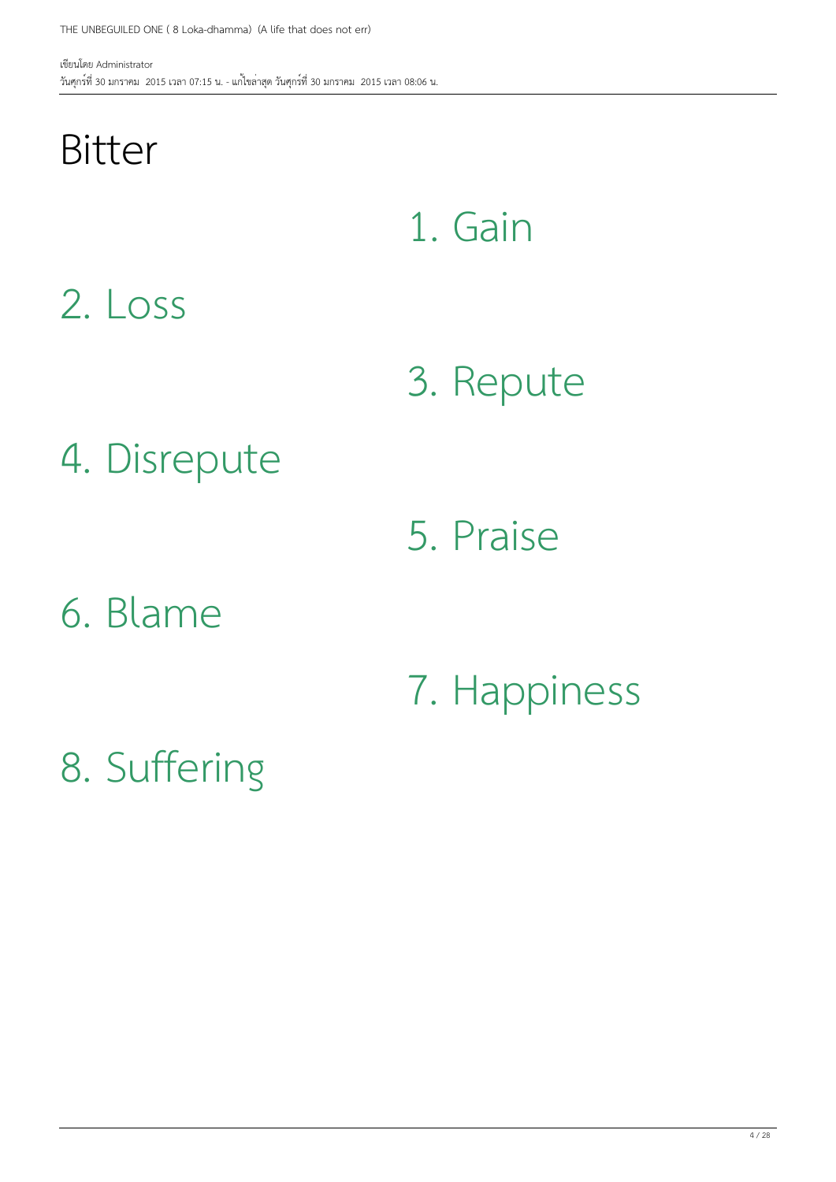# Bitter

1. Gain

2. Loss

3. Repute

4. Disrepute

5. Praise

6. Blame

7. Happiness

8. Suffering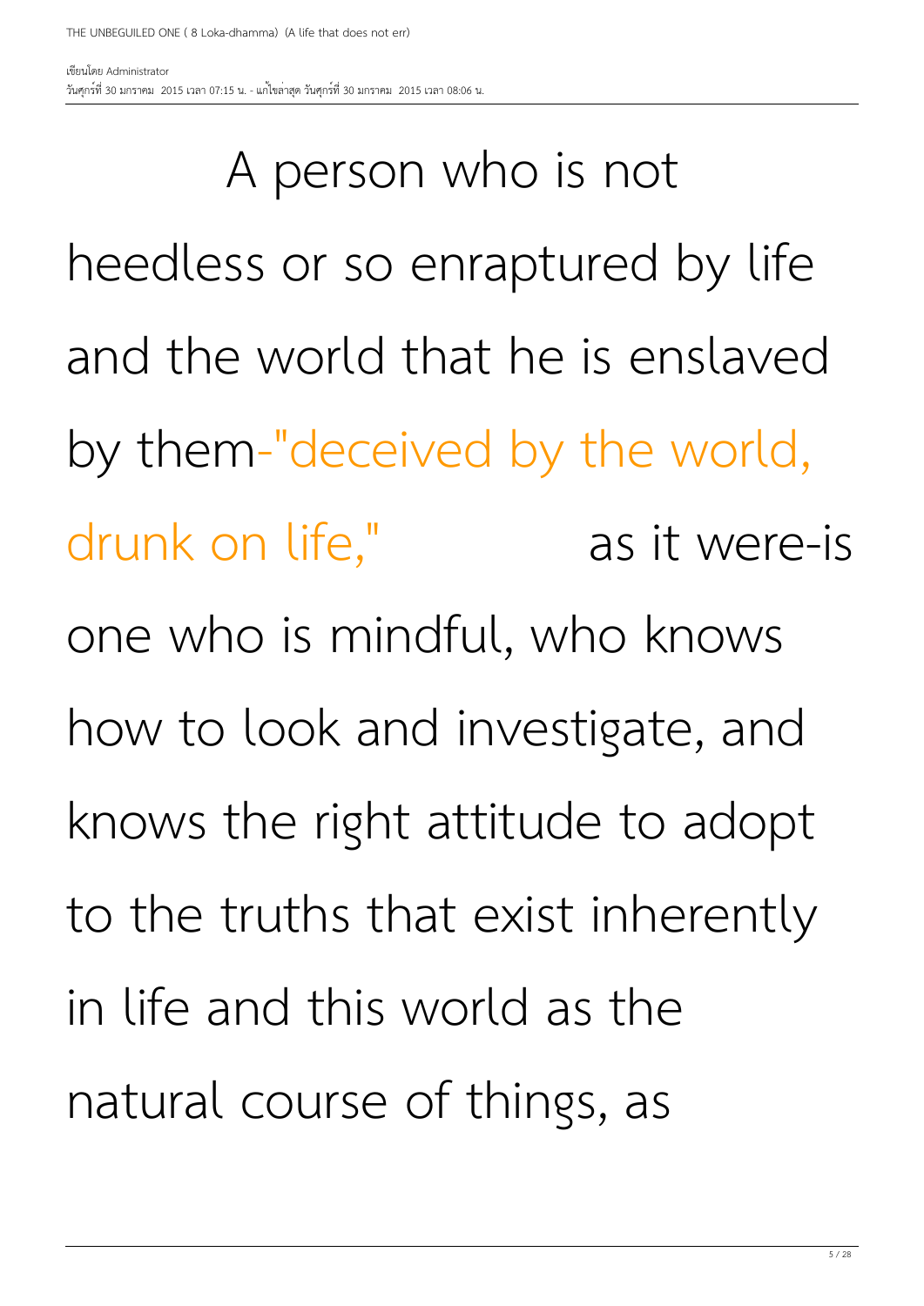A person who is not heedless or so enraptured by life and the world that he is enslaved by them-"deceived by the world, drunk on life," as it were-is one who is mindful, who knows how to look and investigate, and knows the right attitude to adopt to the truths that exist inherently in life and this world as the natural course of things, as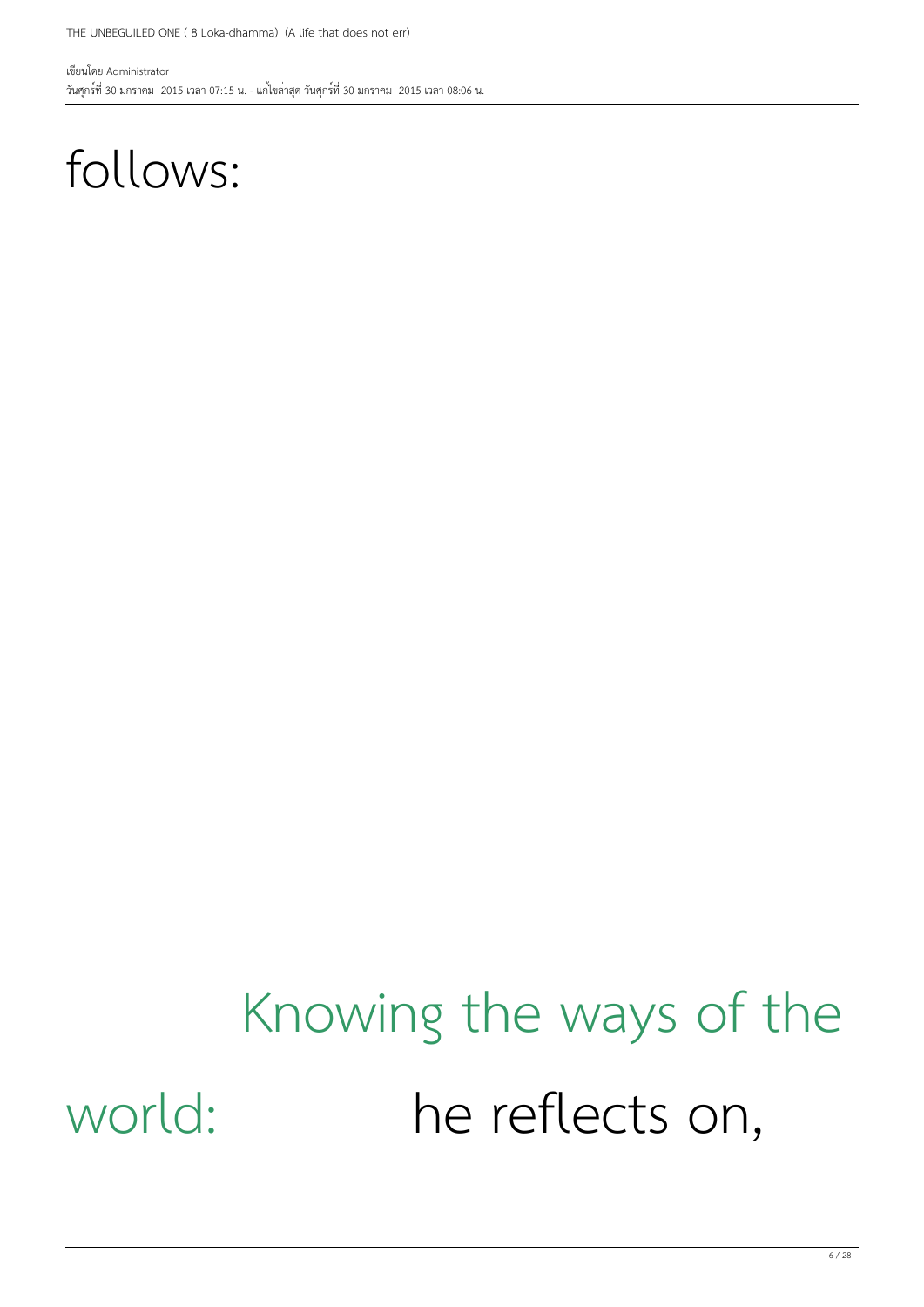follows:

Knowing the ways of the world: he reflects on,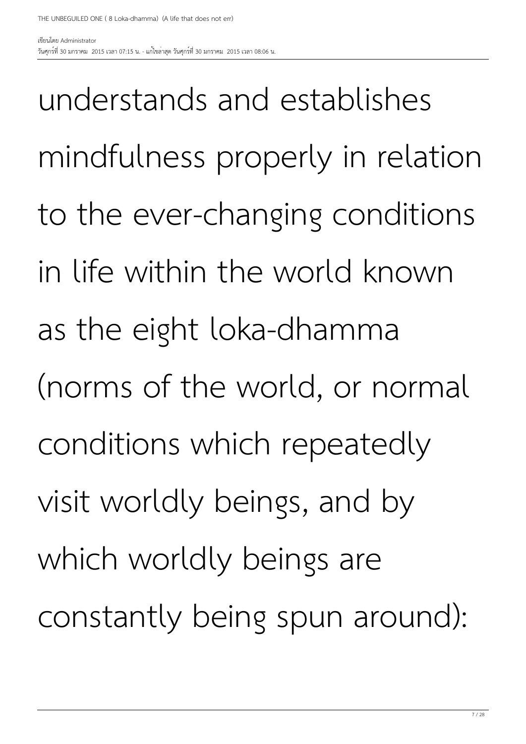understands and establishes mindfulness properly in relation to the ever-changing conditions in life within the world known as the eight loka-dhamma (norms of the world, or normal conditions which repeatedly visit worldly beings, and by which worldly beings are constantly being spun around):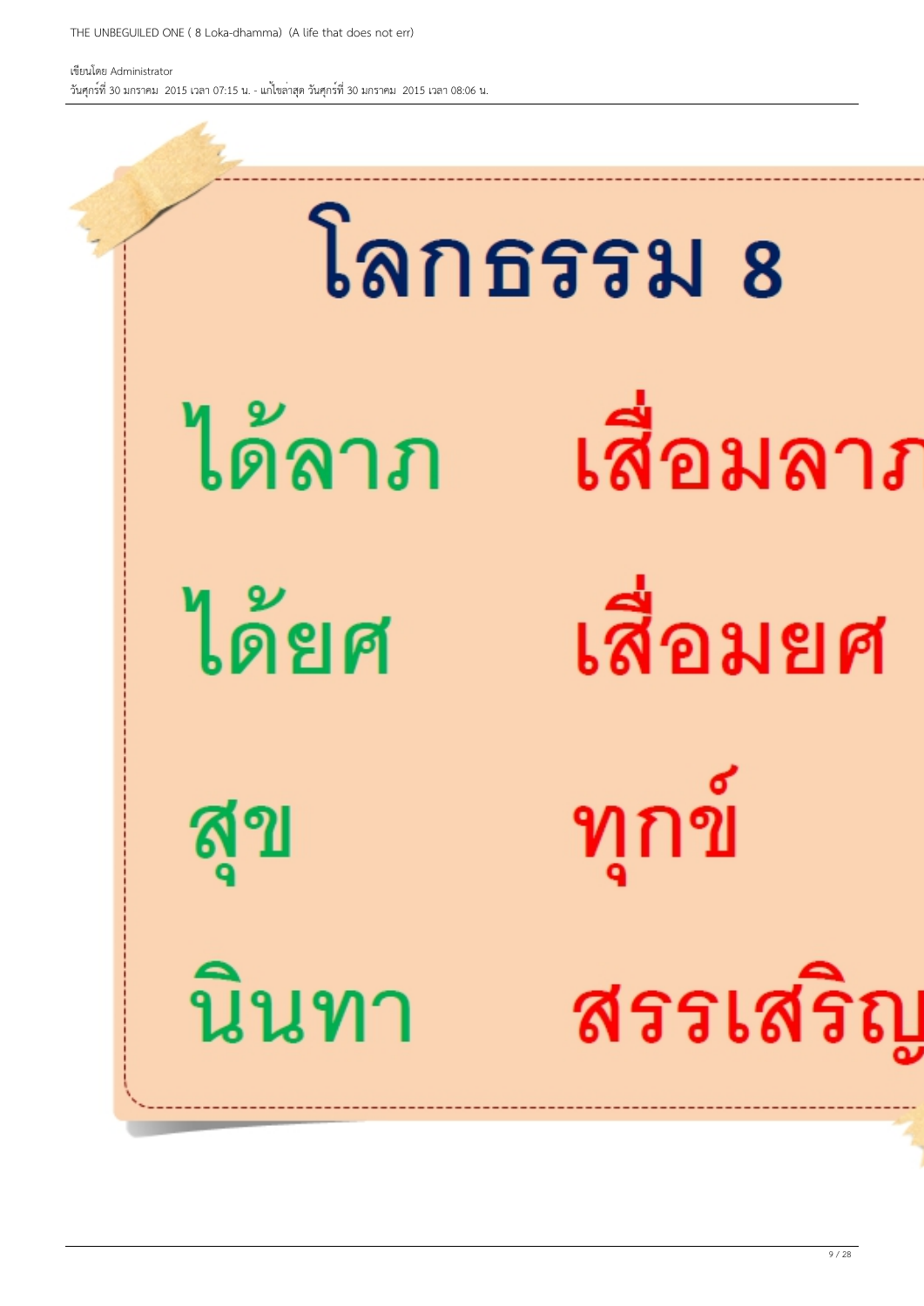# โลกธรรม 8

| | |
|---|---|
| ได้ลาภ | เสื่อมลาภ |
| ได้ยศ | เสื่อมยศ |
| สุข | ทุกข์ |
| นินทา | สรรเสริญ |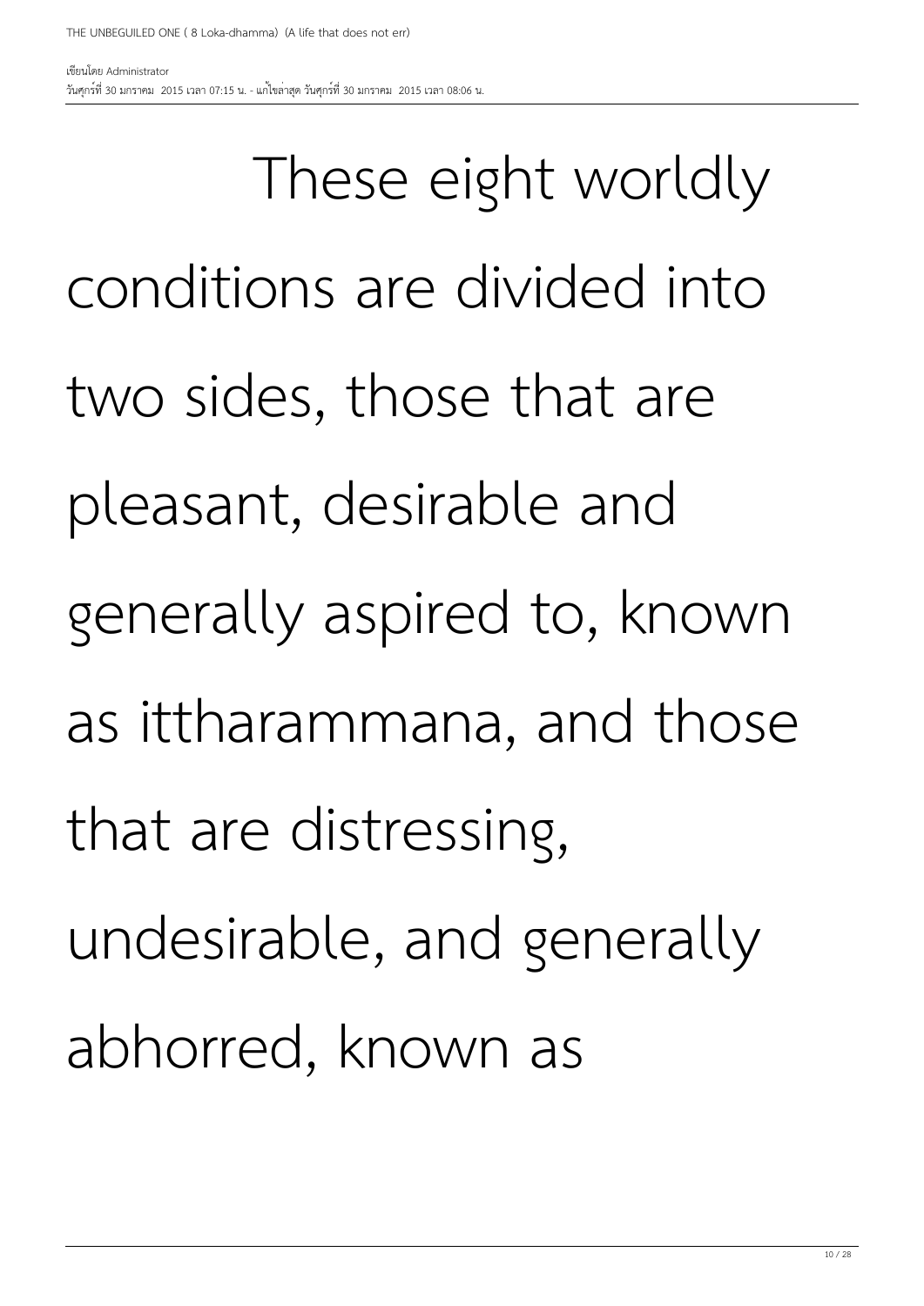These eight worldly conditions are divided into two sides, those that are pleasant, desirable and generally aspired to, known as ittharammana, and those that are distressing, undesirable, and generally abhorred, known as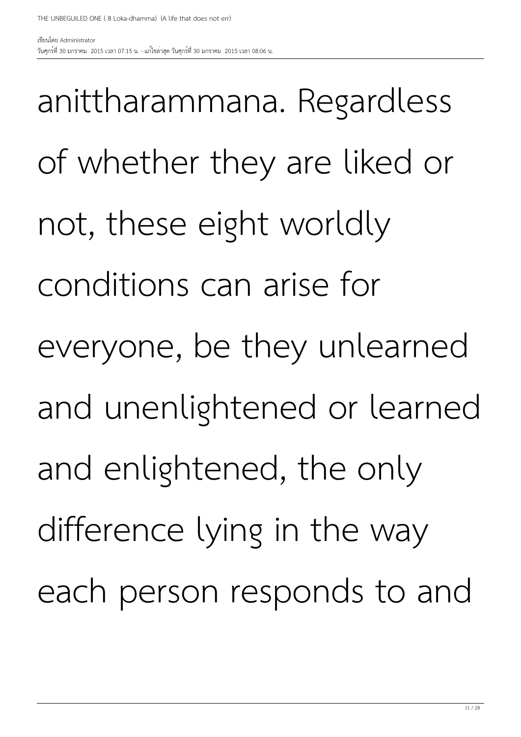anittharammana. Regardless of whether they are liked or not, these eight worldly conditions can arise for everyone, be they unlearned and unenlightened or learned and enlightened, the only difference lying in the way each person responds to and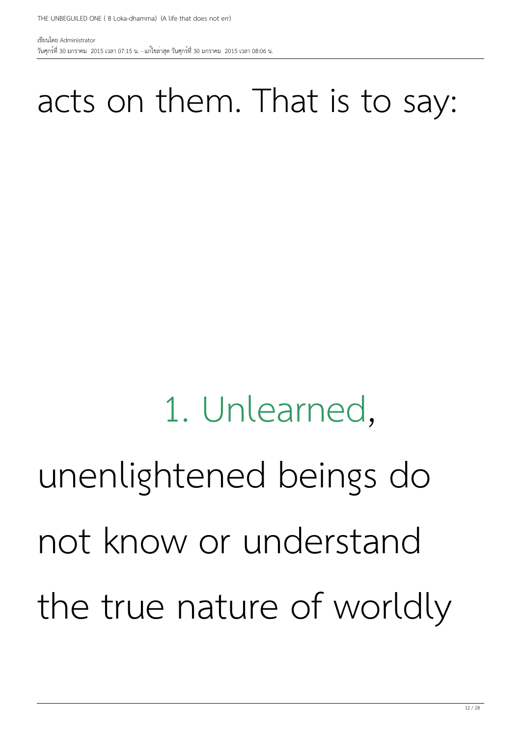acts on them. That is to say:

1. Unlearned, unenlightened beings do not know or understand the true nature of worldly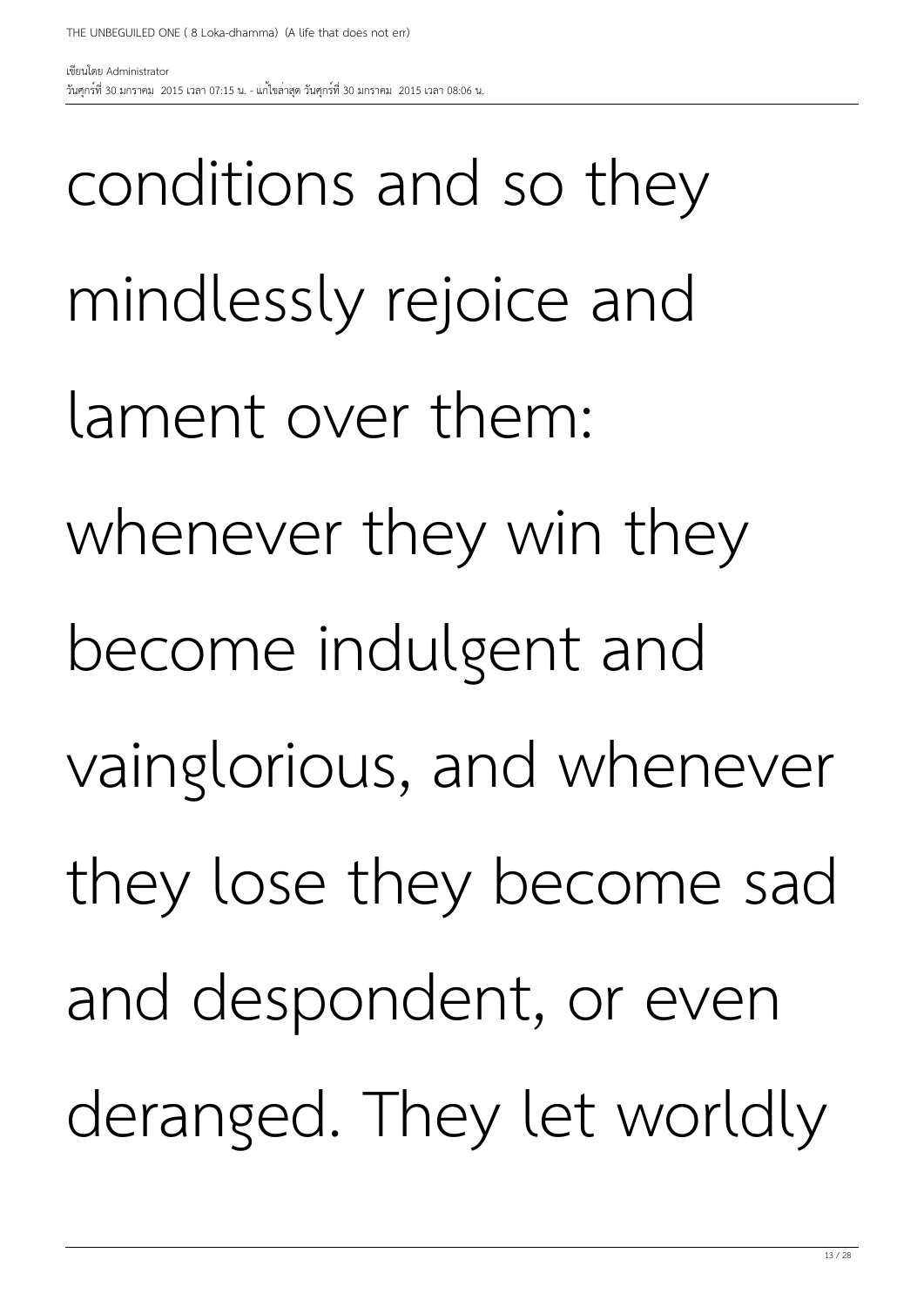conditions and so they mindlessly rejoice and lament over them: whenever they win they become indulgent and vainglorious, and whenever they lose they become sad and despondent, or even deranged. They let worldly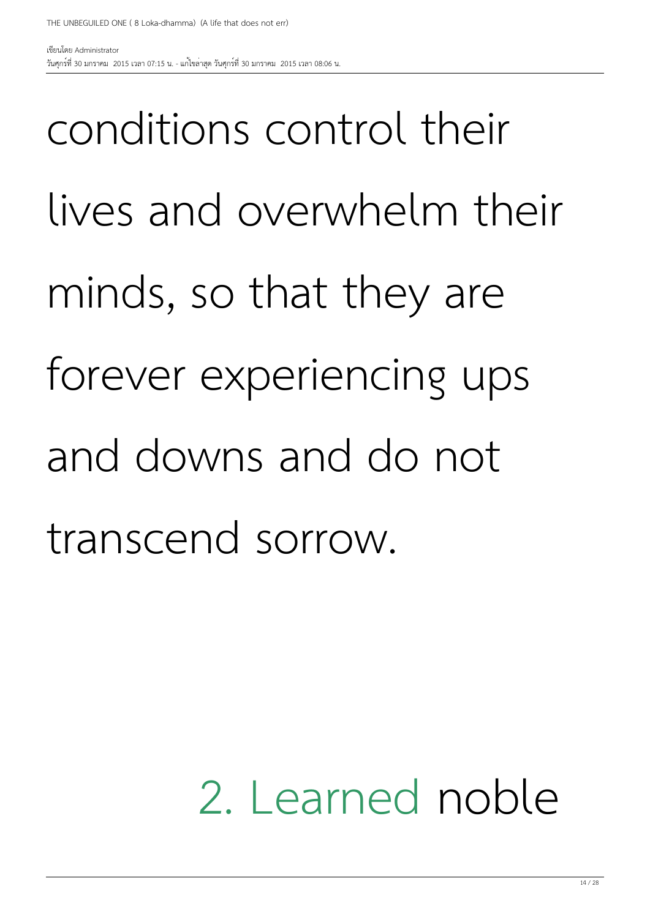conditions control their lives and overwhelm their minds, so that they are forever experiencing ups and downs and do not transcend sorrow.

2. Learned noble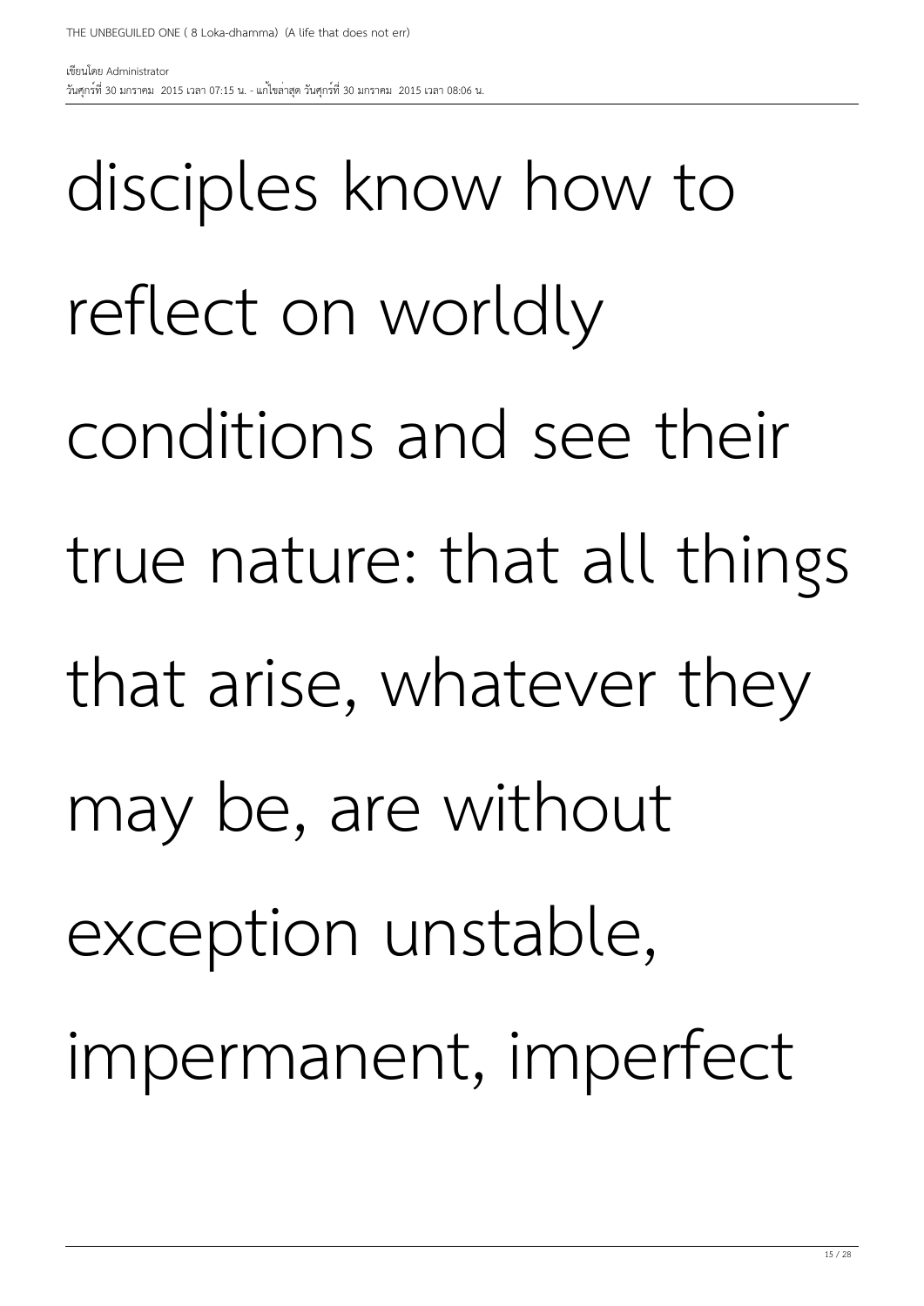disciples know how to reflect on worldly conditions and see their true nature: that all things that arise, whatever they may be, are without exception unstable, impermanent, imperfect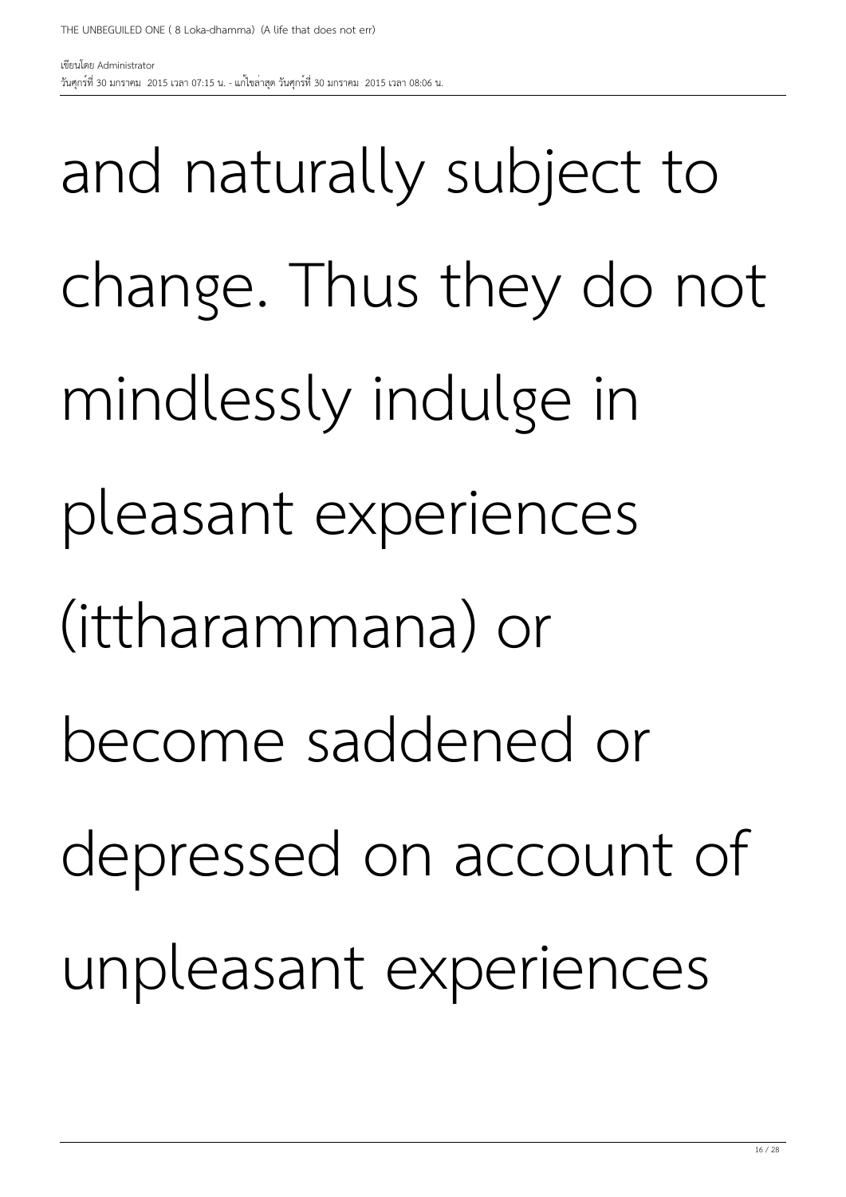and naturally subject to change. Thus they do not mindlessly indulge in pleasant experiences (ittharammana) or become saddened or depressed on account of unpleasant experiences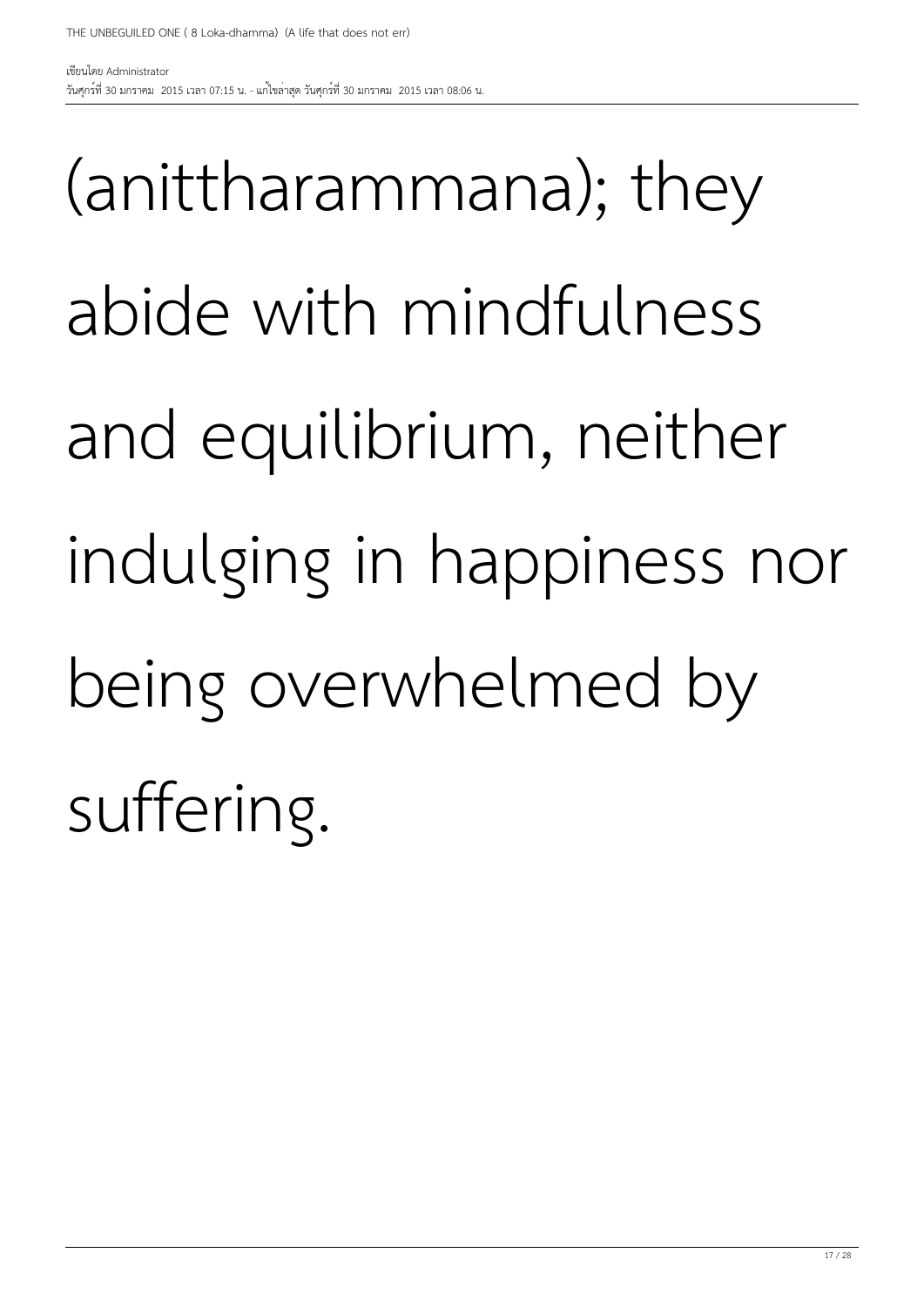(anittharammana); they abide with mindfulness and equilibrium, neither indulging in happiness nor being overwhelmed by suffering.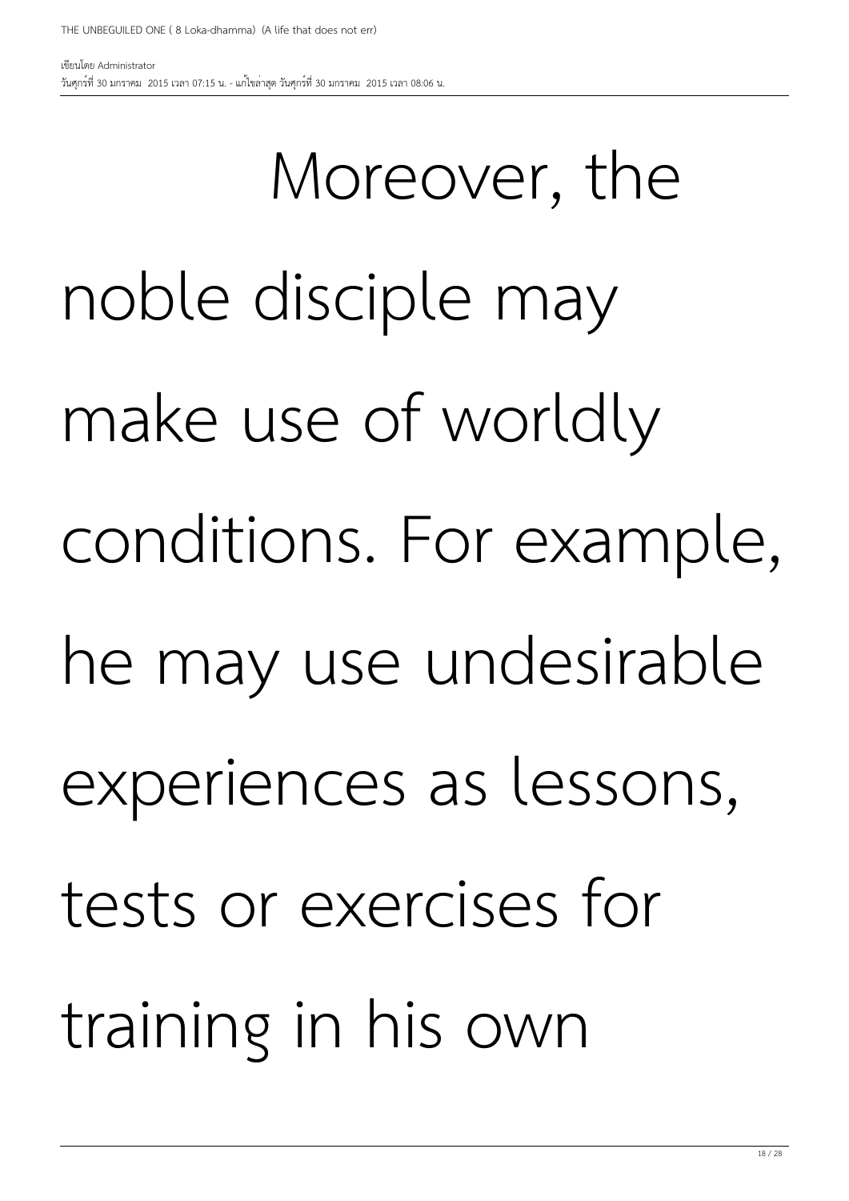Moreover, the noble disciple may make use of worldly conditions. For example, he may use undesirable experiences as lessons, tests or exercises for training in his own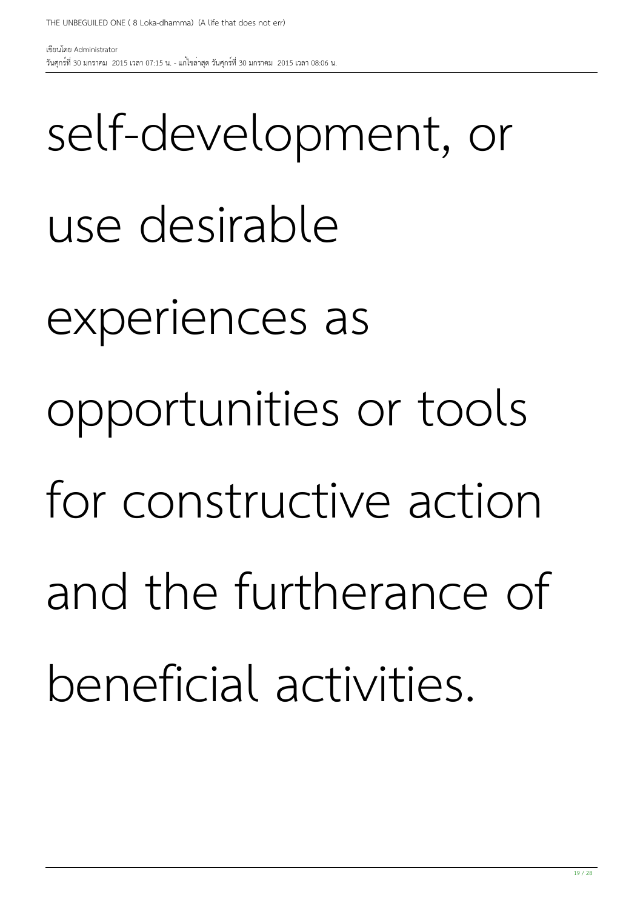self-development, or use desirable experiences as opportunities or tools for constructive action and the furtherance of beneficial activities.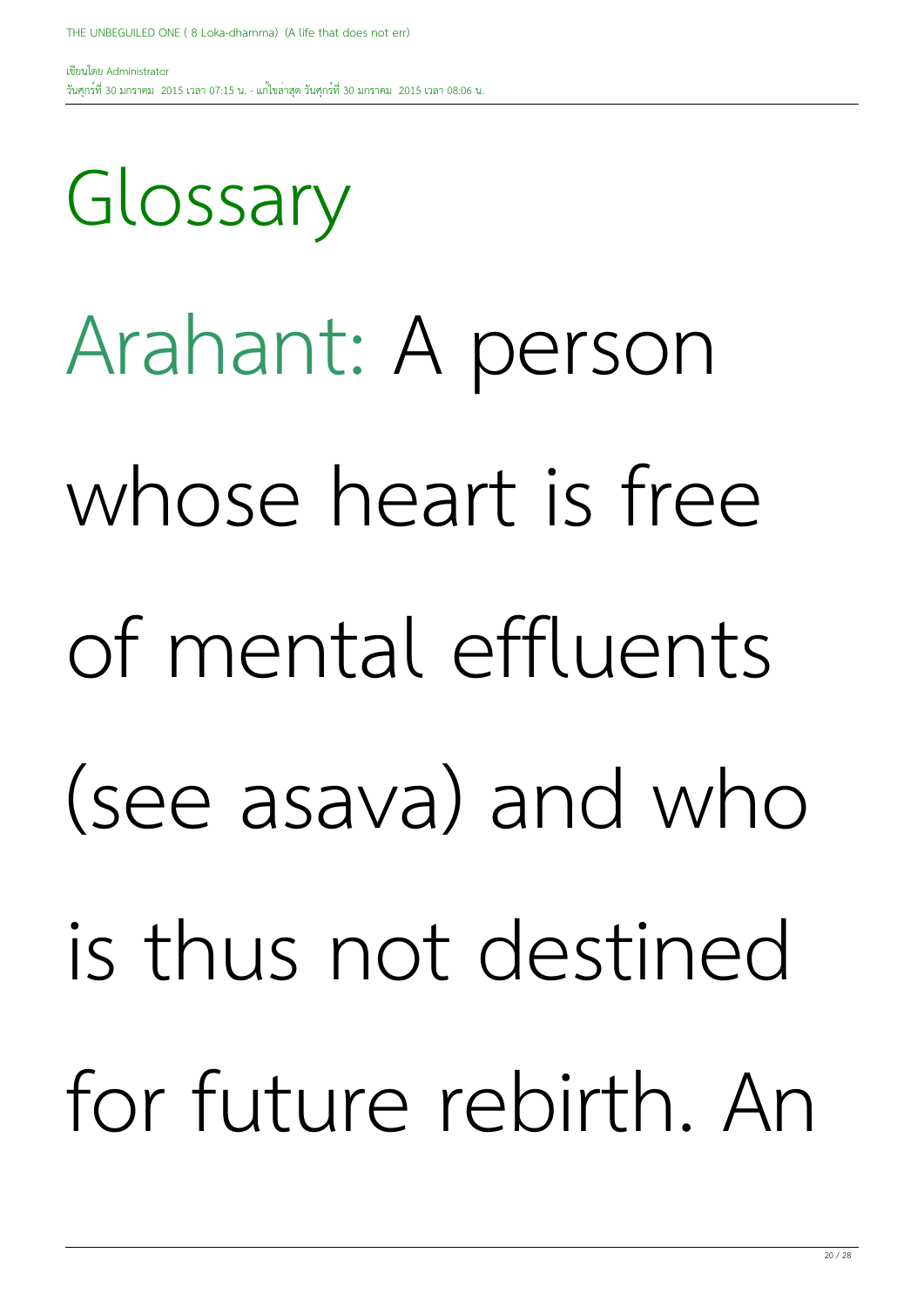# Glossary

Arahant: A person whose heart is free of mental effluents (see asava) and who is thus not destined for future rebirth. An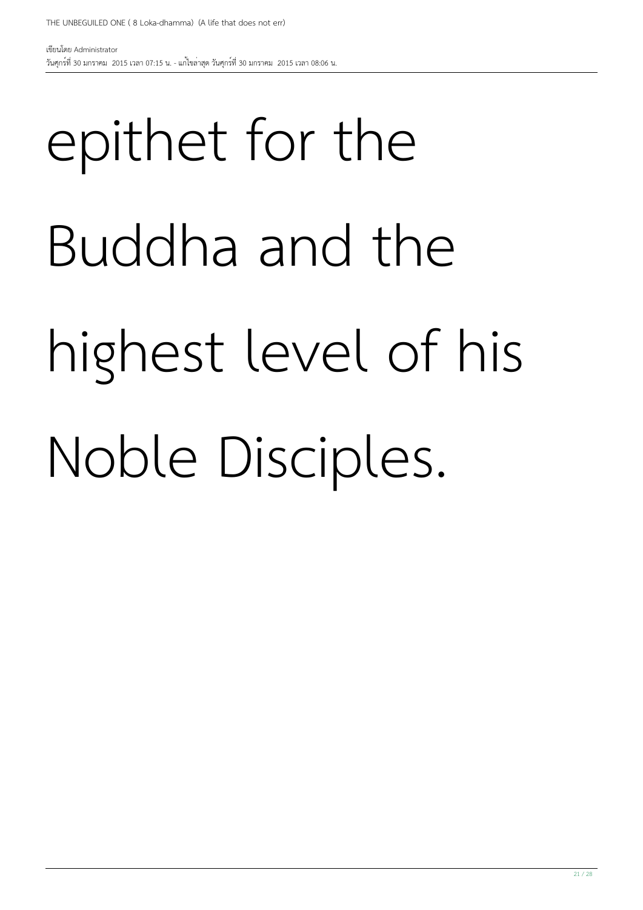epithet for the Buddha and the highest level of his Noble Disciples.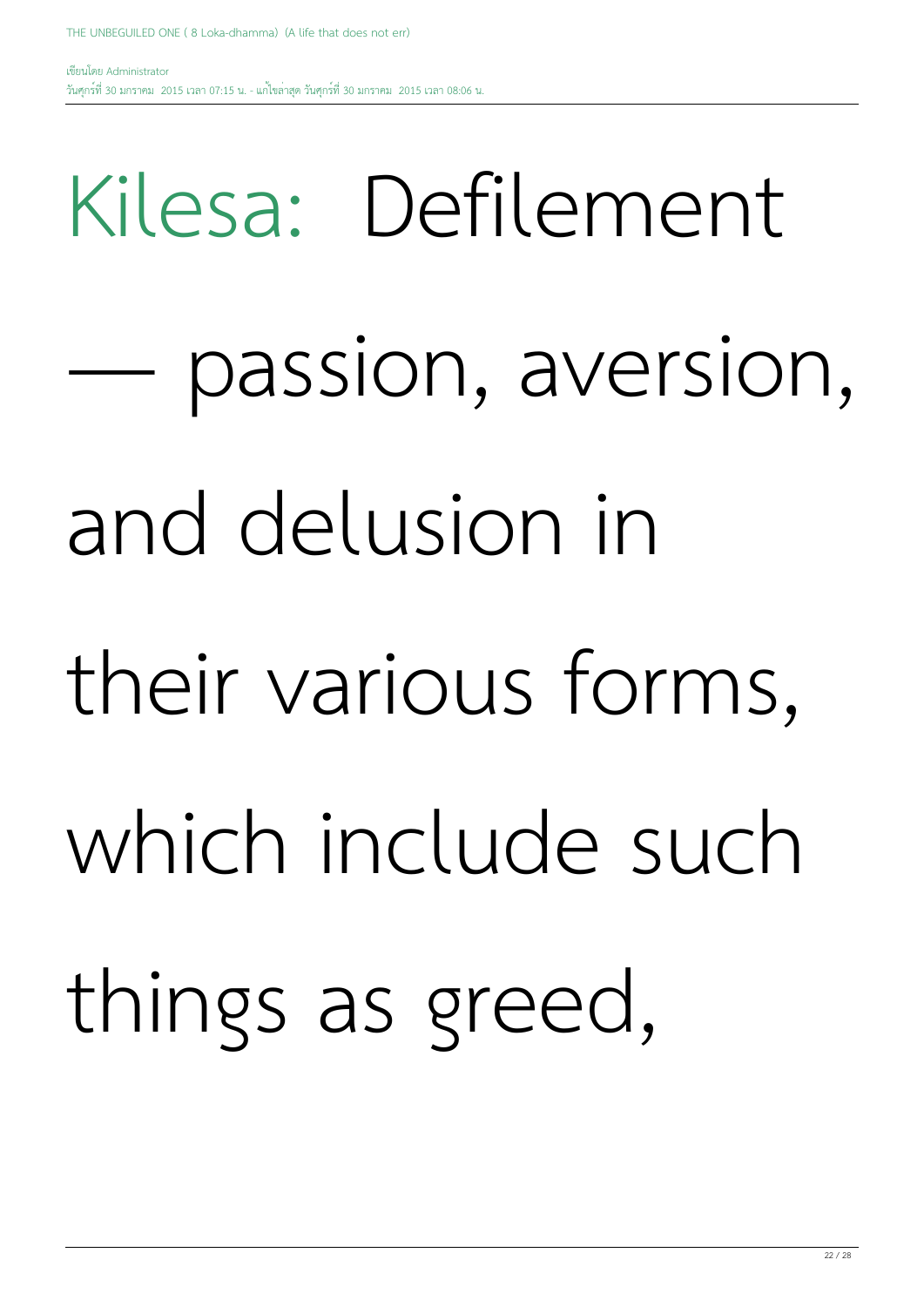Kilesa: Defilement — passion, aversion, and delusion in their various forms, which include such things as greed,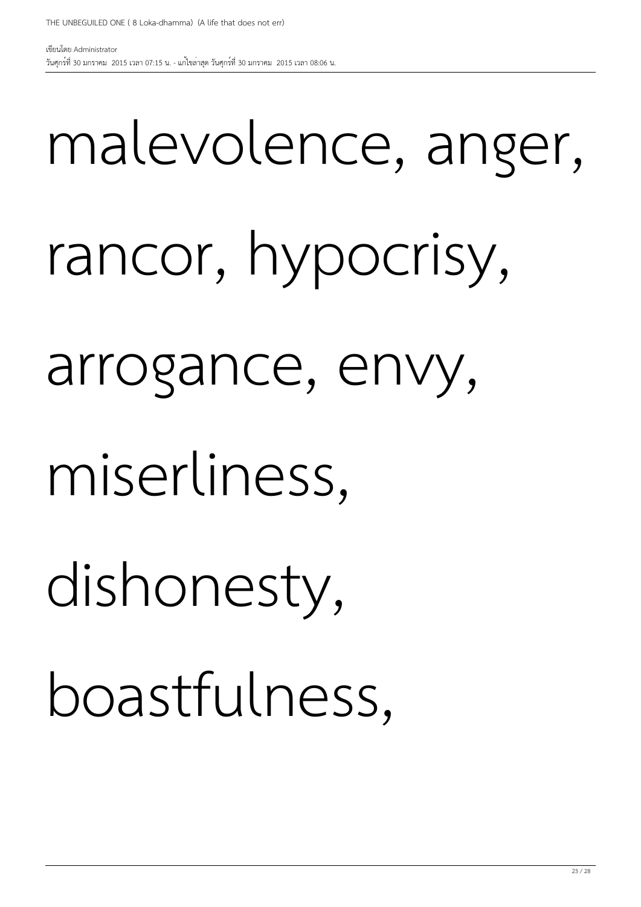malevolence, anger,

rancor, hypocrisy,

arrogance, envy,

miserliness,

dishonesty,

boastfulness,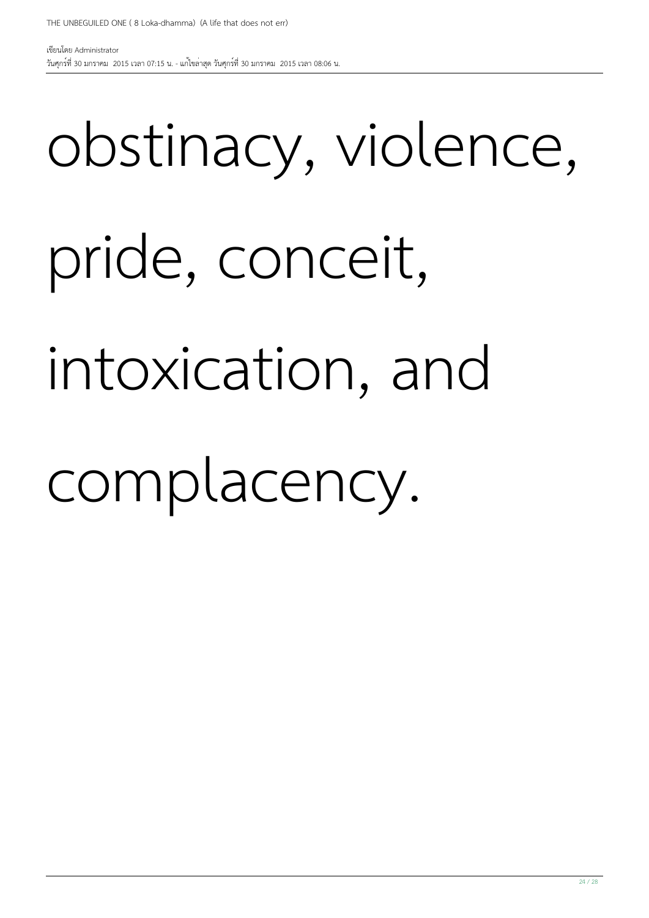obstinacy, violence, pride, conceit, intoxication, and complacency.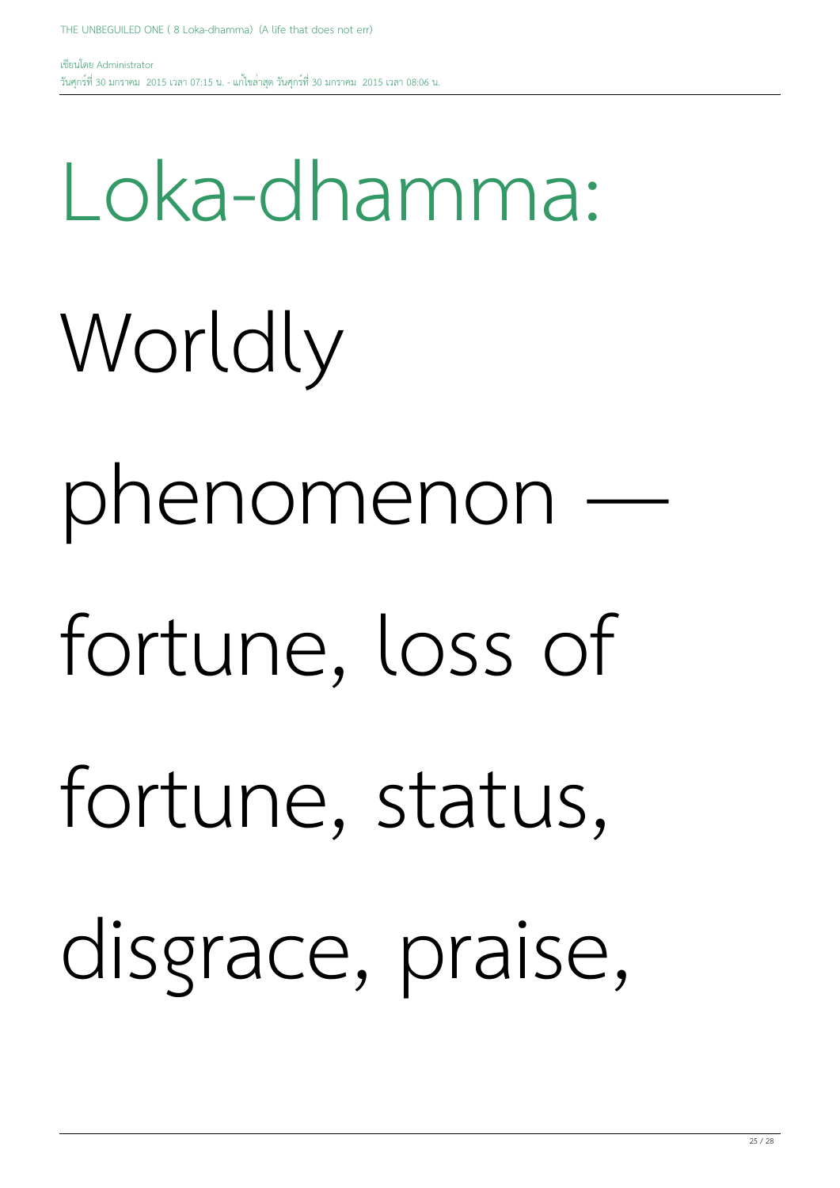Loka-dhamma: Worldly phenomenon — fortune, loss of fortune, status, disgrace, praise,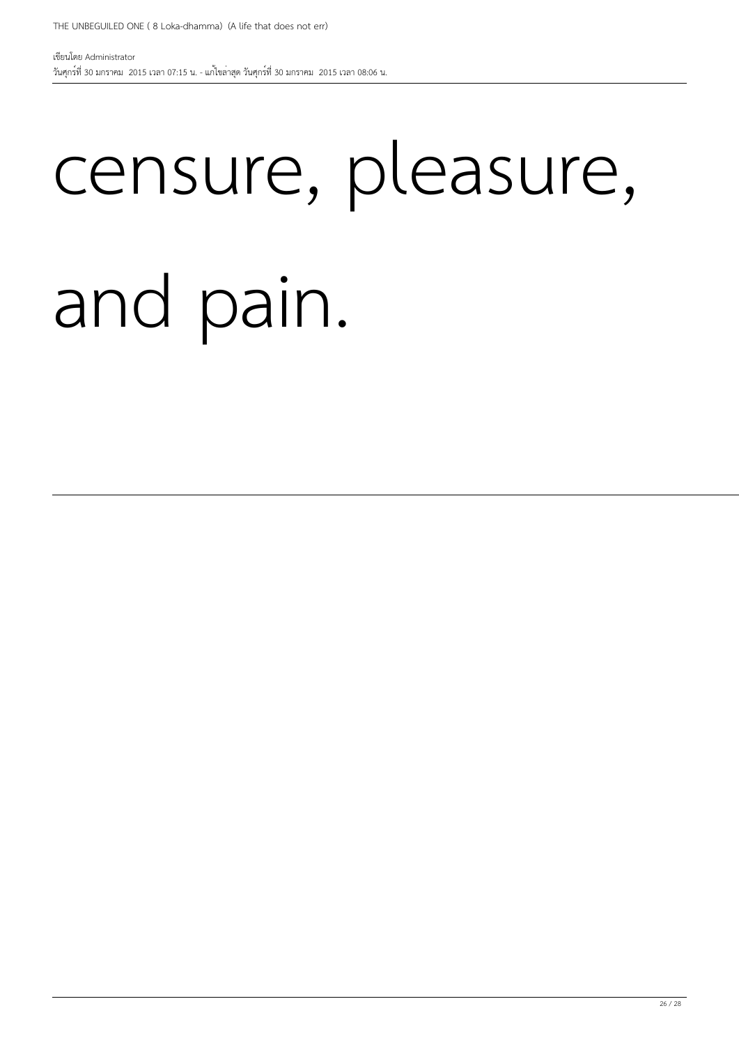censure, pleasure, and pain.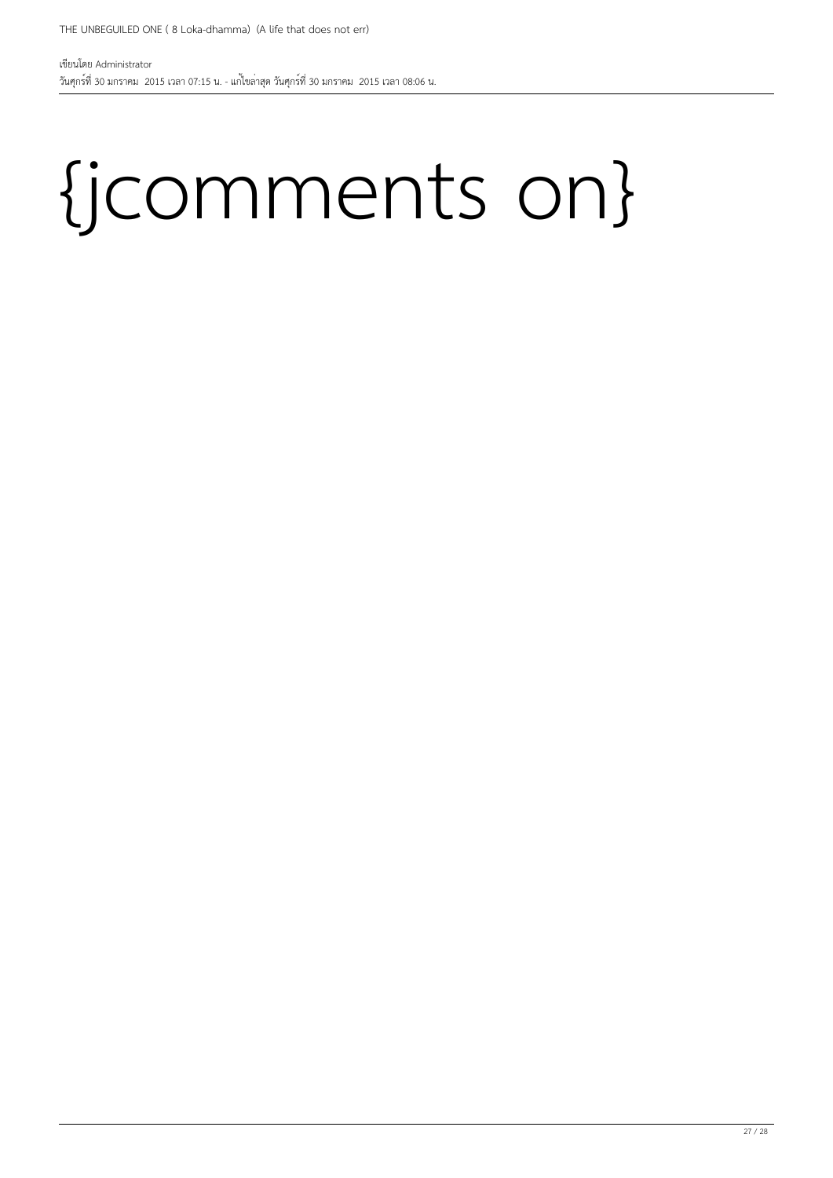{jcomments on}